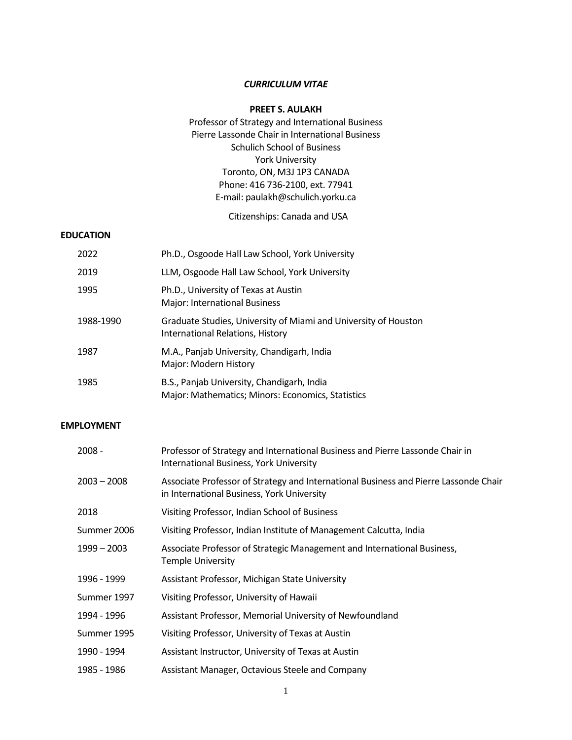*CURRICULUM VITAE*

**PREET S. AULAKH**

Professor of Strategy and International Business
Pierre Lassonde Chair in International Business
Schulich School of Business
York University
Toronto, ON, M3J 1P3 CANADA
Phone: 416 736-2100, ext. 77941
E-mail: paulakh@schulich.yorku.ca

Citizenships: Canada and USA

## EDUCATION

| | |
|---|---|
| 2022 | Ph.D., Osgoode Hall Law School, York University |
| 2019 | LLM, Osgoode Hall Law School, York University |
| 1995 | Ph.D., University of Texas at Austin<br>Major: International Business |
| 1988-1990 | Graduate Studies, University of Miami and University of Houston<br>International Relations, History |
| 1987 | M.A., Panjab University, Chandigarh, India<br>Major: Modern History |
| 1985 | B.S., Panjab University, Chandigarh, India<br>Major: Mathematics; Minors: Economics, Statistics |

## EMPLOYMENT

| | |
|---|---|
| 2008 - | Professor of Strategy and International Business and Pierre Lassonde Chair in International Business, York University |
| 2003 – 2008 | Associate Professor of Strategy and International Business and Pierre Lassonde Chair in International Business, York University |
| 2018 | Visiting Professor, Indian School of Business |
| Summer 2006 | Visiting Professor, Indian Institute of Management Calcutta, India |
| 1999 – 2003 | Associate Professor of Strategic Management and International Business, Temple University |
| 1996 - 1999 | Assistant Professor, Michigan State University |
| Summer 1997 | Visiting Professor, University of Hawaii |
| 1994 - 1996 | Assistant Professor, Memorial University of Newfoundland |
| Summer 1995 | Visiting Professor, University of Texas at Austin |
| 1990 - 1994 | Assistant Instructor, University of Texas at Austin |
| 1985 - 1986 | Assistant Manager, Octavious Steele and Company |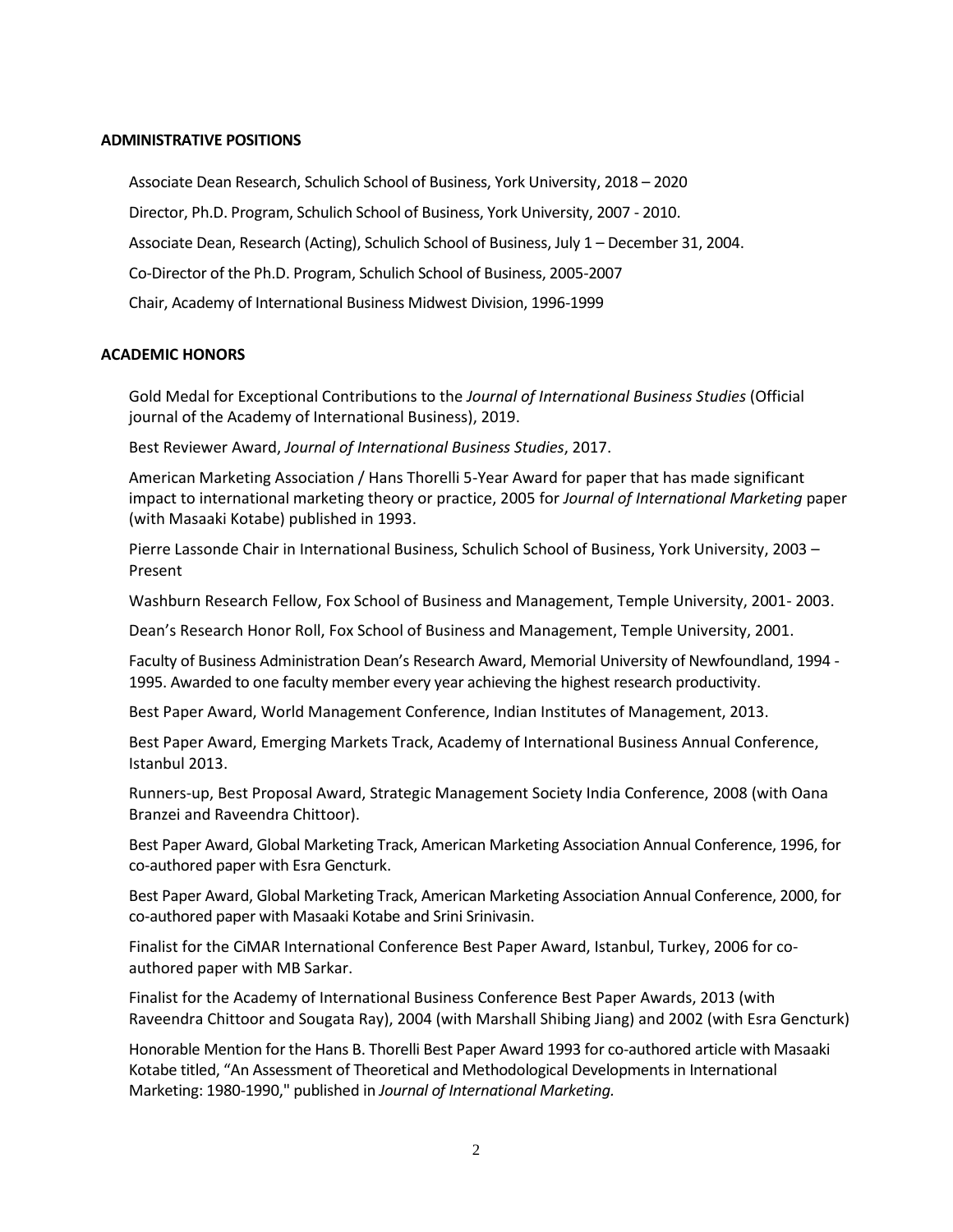## ADMINISTRATIVE POSITIONS

Associate Dean Research, Schulich School of Business, York University, 2018 – 2020

Director, Ph.D. Program, Schulich School of Business, York University, 2007 - 2010.

Associate Dean, Research (Acting), Schulich School of Business, July 1 – December 31, 2004.

Co-Director of the Ph.D. Program, Schulich School of Business, 2005-2007

Chair, Academy of International Business Midwest Division, 1996-1999

## ACADEMIC HONORS

Gold Medal for Exceptional Contributions to the *Journal of International Business Studies* (Official journal of the Academy of International Business), 2019.

Best Reviewer Award, *Journal of International Business Studies*, 2017.

American Marketing Association / Hans Thorelli 5-Year Award for paper that has made significant impact to international marketing theory or practice, 2005 for *Journal of International Marketing* paper (with Masaaki Kotabe) published in 1993.

Pierre Lassonde Chair in International Business, Schulich School of Business, York University, 2003 – Present

Washburn Research Fellow, Fox School of Business and Management, Temple University, 2001- 2003.

Dean's Research Honor Roll, Fox School of Business and Management, Temple University, 2001.

Faculty of Business Administration Dean's Research Award, Memorial University of Newfoundland, 1994 - 1995. Awarded to one faculty member every year achieving the highest research productivity.

Best Paper Award, World Management Conference, Indian Institutes of Management, 2013.

Best Paper Award, Emerging Markets Track, Academy of International Business Annual Conference, Istanbul 2013.

Runners-up, Best Proposal Award, Strategic Management Society India Conference, 2008 (with Oana Branzei and Raveendra Chittoor).

Best Paper Award, Global Marketing Track, American Marketing Association Annual Conference, 1996, for co-authored paper with Esra Gencturk.

Best Paper Award, Global Marketing Track, American Marketing Association Annual Conference, 2000, for co-authored paper with Masaaki Kotabe and Srini Srinivasin.

Finalist for the CiMAR International Conference Best Paper Award, Istanbul, Turkey, 2006 for co-authored paper with MB Sarkar.

Finalist for the Academy of International Business Conference Best Paper Awards, 2013 (with Raveendra Chittoor and Sougata Ray), 2004 (with Marshall Shibing Jiang) and 2002 (with Esra Gencturk)

Honorable Mention for the Hans B. Thorelli Best Paper Award 1993 for co-authored article with Masaaki Kotabe titled, "An Assessment of Theoretical and Methodological Developments in International Marketing: 1980-1990," published in *Journal of International Marketing.*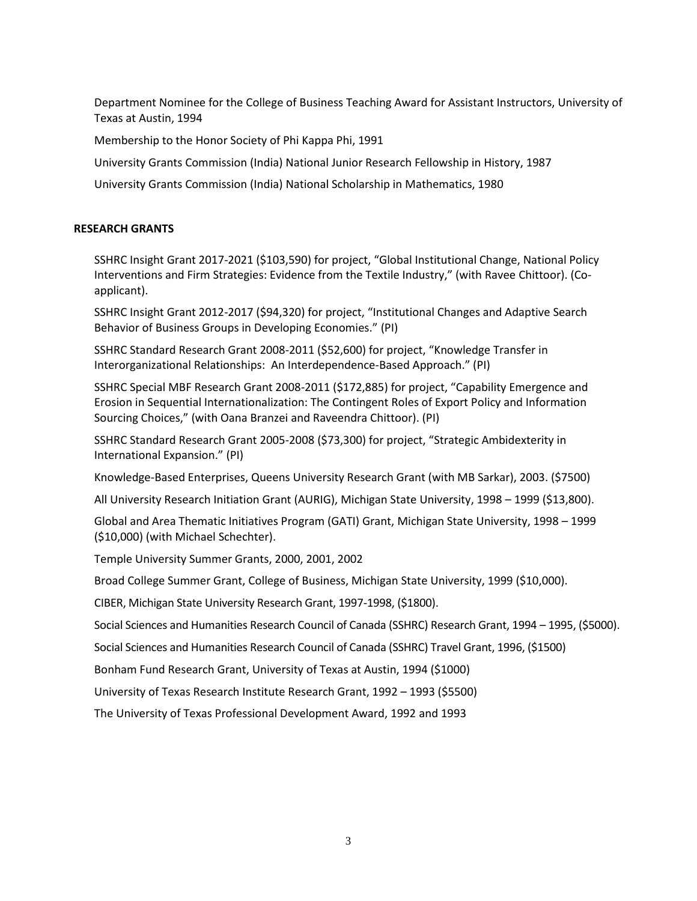Department Nominee for the College of Business Teaching Award for Assistant Instructors, University of Texas at Austin, 1994

Membership to the Honor Society of Phi Kappa Phi, 1991

University Grants Commission (India) National Junior Research Fellowship in History, 1987

University Grants Commission (India) National Scholarship in Mathematics, 1980

## RESEARCH GRANTS

SSHRC Insight Grant 2017-2021 ($103,590) for project, "Global Institutional Change, National Policy Interventions and Firm Strategies: Evidence from the Textile Industry," (with Ravee Chittoor). (Co-applicant).

SSHRC Insight Grant 2012-2017 ($94,320) for project, "Institutional Changes and Adaptive Search Behavior of Business Groups in Developing Economies." (PI)

SSHRC Standard Research Grant 2008-2011 ($52,600) for project, "Knowledge Transfer in Interorganizational Relationships: An Interdependence-Based Approach." (PI)

SSHRC Special MBF Research Grant 2008-2011 ($172,885) for project, "Capability Emergence and Erosion in Sequential Internationalization: The Contingent Roles of Export Policy and Information Sourcing Choices," (with Oana Branzei and Raveendra Chittoor). (PI)

SSHRC Standard Research Grant 2005-2008 ($73,300) for project, "Strategic Ambidexterity in International Expansion." (PI)

Knowledge-Based Enterprises, Queens University Research Grant (with MB Sarkar), 2003. ($7500)

All University Research Initiation Grant (AURIG), Michigan State University, 1998 – 1999 ($13,800).

Global and Area Thematic Initiatives Program (GATI) Grant, Michigan State University, 1998 – 1999 ($10,000) (with Michael Schechter).

Temple University Summer Grants, 2000, 2001, 2002

Broad College Summer Grant, College of Business, Michigan State University, 1999 ($10,000).

CIBER, Michigan State University Research Grant, 1997-1998, ($1800).

Social Sciences and Humanities Research Council of Canada (SSHRC) Research Grant, 1994 – 1995, ($5000).

Social Sciences and Humanities Research Council of Canada (SSHRC) Travel Grant, 1996, ($1500)

Bonham Fund Research Grant, University of Texas at Austin, 1994 ($1000)

University of Texas Research Institute Research Grant, 1992 – 1993 ($5500)

The University of Texas Professional Development Award, 1992 and 1993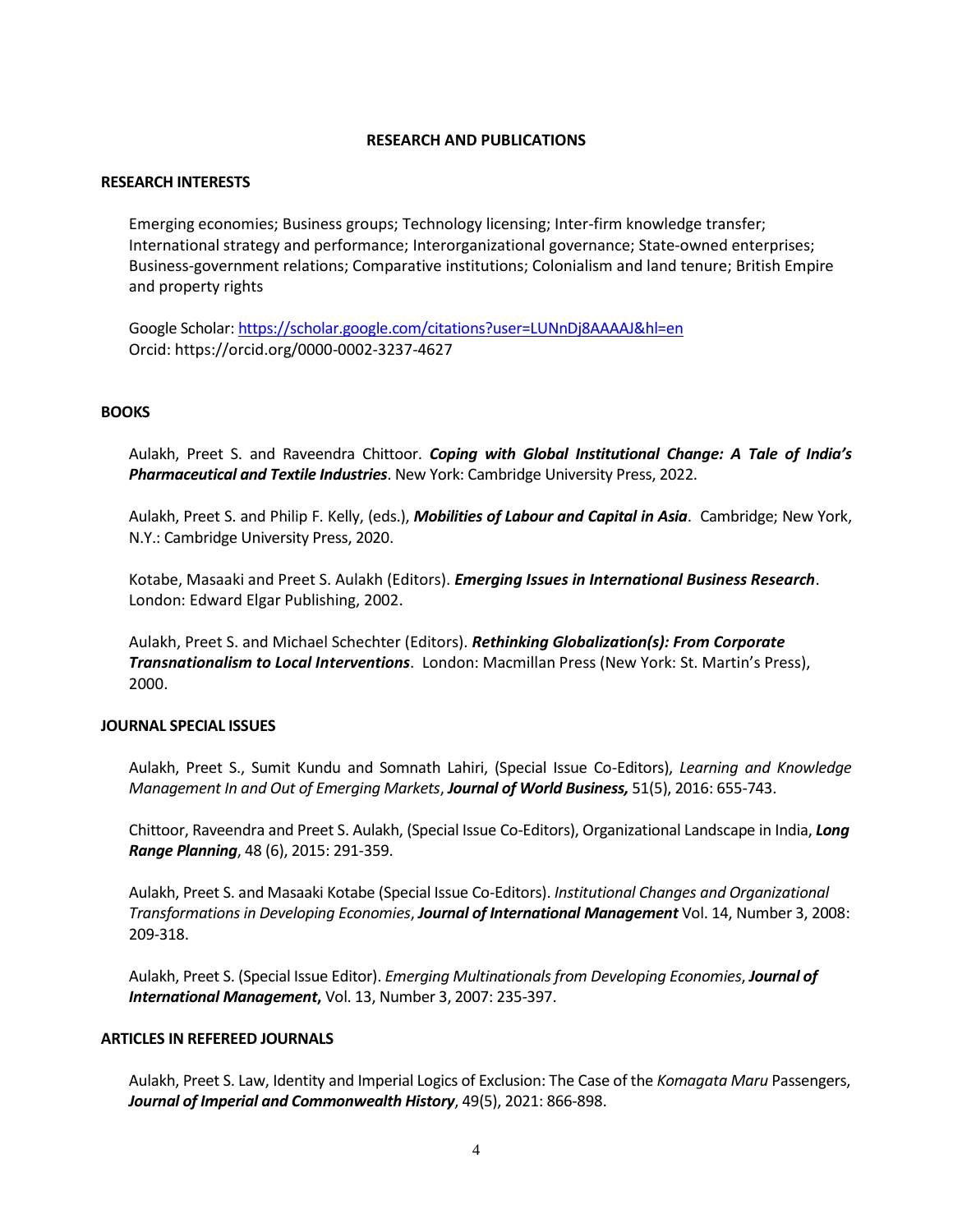## RESEARCH AND PUBLICATIONS

### RESEARCH INTERESTS

Emerging economies; Business groups; Technology licensing; Inter-firm knowledge transfer; International strategy and performance; Interorganizational governance; State-owned enterprises; Business-government relations; Comparative institutions; Colonialism and land tenure; British Empire and property rights

Google Scholar: https://scholar.google.com/citations?user=LUNnDj8AAAAJ&hl=en
Orcid: https://orcid.org/0000-0002-3237-4627

### BOOKS

Aulakh, Preet S. and Raveendra Chittoor. ***Coping with Global Institutional Change: A Tale of India's Pharmaceutical and Textile Industries***. New York: Cambridge University Press, 2022.

Aulakh, Preet S. and Philip F. Kelly, (eds.), ***Mobilities of Labour and Capital in Asia***. Cambridge; New York, N.Y.: Cambridge University Press, 2020.

Kotabe, Masaaki and Preet S. Aulakh (Editors). ***Emerging Issues in International Business Research***. London: Edward Elgar Publishing, 2002.

Aulakh, Preet S. and Michael Schechter (Editors). ***Rethinking Globalization(s): From Corporate Transnationalism to Local Interventions***. London: Macmillan Press (New York: St. Martin's Press), 2000.

### JOURNAL SPECIAL ISSUES

Aulakh, Preet S., Sumit Kundu and Somnath Lahiri, (Special Issue Co-Editors), *Learning and Knowledge Management In and Out of Emerging Markets*, ***Journal of World Business,*** 51(5), 2016: 655-743.

Chittoor, Raveendra and Preet S. Aulakh, (Special Issue Co-Editors), Organizational Landscape in India, ***Long Range Planning***, 48 (6), 2015: 291-359.

Aulakh, Preet S. and Masaaki Kotabe (Special Issue Co-Editors). *Institutional Changes and Organizational Transformations in Developing Economies*, ***Journal of International Management*** Vol. 14, Number 3, 2008: 209-318.

Aulakh, Preet S. (Special Issue Editor). *Emerging Multinationals from Developing Economies*, ***Journal of International Management,*** Vol. 13, Number 3, 2007: 235-397.

### ARTICLES IN REFEREED JOURNALS

Aulakh, Preet S. Law, Identity and Imperial Logics of Exclusion: The Case of the *Komagata Maru* Passengers, ***Journal of Imperial and Commonwealth History***, 49(5), 2021: 866-898.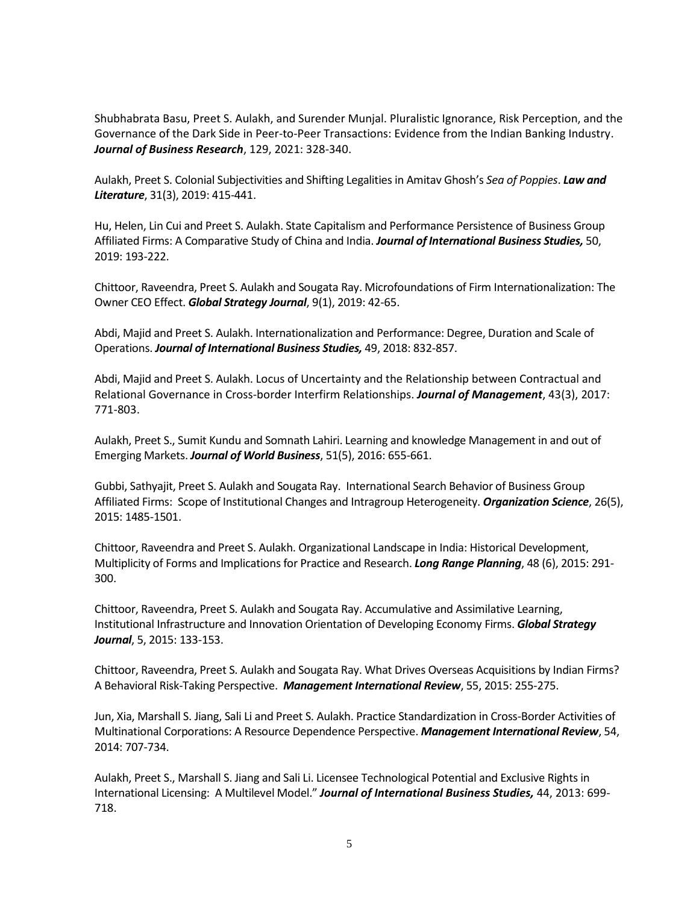Shubhabrata Basu, Preet S. Aulakh, and Surender Munjal. Pluralistic Ignorance, Risk Perception, and the Governance of the Dark Side in Peer-to-Peer Transactions: Evidence from the Indian Banking Industry. ***Journal of Business Research***, 129, 2021: 328-340.

Aulakh, Preet S. Colonial Subjectivities and Shifting Legalities in Amitav Ghosh's *Sea of Poppies*. ***Law and Literature***, 31(3), 2019: 415-441.

Hu, Helen, Lin Cui and Preet S. Aulakh. State Capitalism and Performance Persistence of Business Group Affiliated Firms: A Comparative Study of China and India. ***Journal of International Business Studies,*** 50, 2019: 193-222.

Chittoor, Raveendra, Preet S. Aulakh and Sougata Ray. Microfoundations of Firm Internationalization: The Owner CEO Effect. ***Global Strategy Journal***, 9(1), 2019: 42-65.

Abdi, Majid and Preet S. Aulakh. Internationalization and Performance: Degree, Duration and Scale of Operations. ***Journal of International Business Studies,*** 49, 2018: 832-857.

Abdi, Majid and Preet S. Aulakh. Locus of Uncertainty and the Relationship between Contractual and Relational Governance in Cross-border Interfirm Relationships. ***Journal of Management***, 43(3), 2017: 771-803.

Aulakh, Preet S., Sumit Kundu and Somnath Lahiri. Learning and knowledge Management in and out of Emerging Markets. ***Journal of World Business***, 51(5), 2016: 655-661.

Gubbi, Sathyajit, Preet S. Aulakh and Sougata Ray. International Search Behavior of Business Group Affiliated Firms: Scope of Institutional Changes and Intragroup Heterogeneity. ***Organization Science***, 26(5), 2015: 1485-1501.

Chittoor, Raveendra and Preet S. Aulakh. Organizational Landscape in India: Historical Development, Multiplicity of Forms and Implications for Practice and Research. ***Long Range Planning***, 48 (6), 2015: 291-300.

Chittoor, Raveendra, Preet S. Aulakh and Sougata Ray. Accumulative and Assimilative Learning, Institutional Infrastructure and Innovation Orientation of Developing Economy Firms. ***Global Strategy Journal***, 5, 2015: 133-153.

Chittoor, Raveendra, Preet S. Aulakh and Sougata Ray. What Drives Overseas Acquisitions by Indian Firms? A Behavioral Risk-Taking Perspective. ***Management International Review***, 55, 2015: 255-275.

Jun, Xia, Marshall S. Jiang, Sali Li and Preet S. Aulakh. Practice Standardization in Cross-Border Activities of Multinational Corporations: A Resource Dependence Perspective. ***Management International Review***, 54, 2014: 707-734.

Aulakh, Preet S., Marshall S. Jiang and Sali Li. Licensee Technological Potential and Exclusive Rights in International Licensing: A Multilevel Model." ***Journal of International Business Studies,*** 44, 2013: 699-718.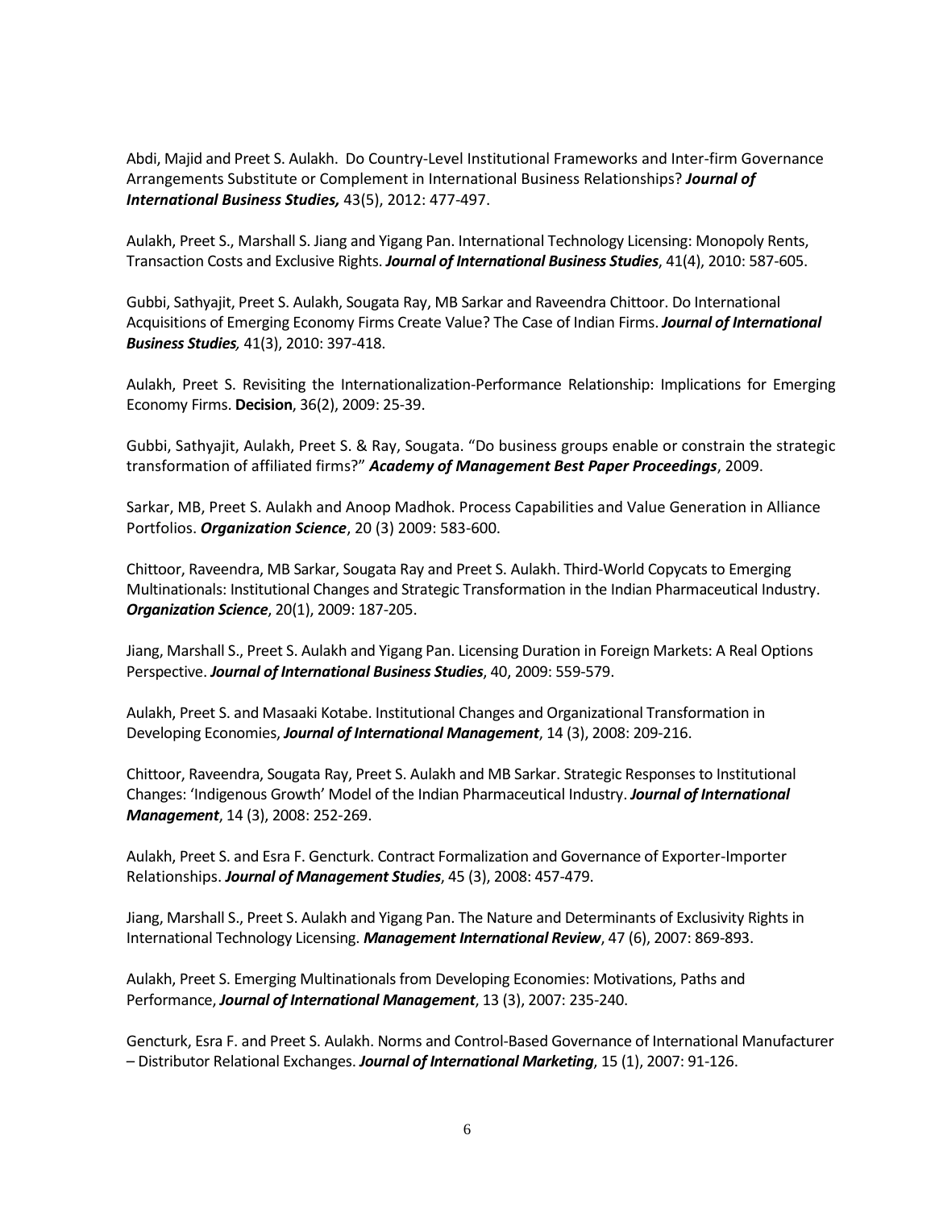Abdi, Majid and Preet S. Aulakh. Do Country-Level Institutional Frameworks and Inter-firm Governance Arrangements Substitute or Complement in International Business Relationships? ***Journal of International Business Studies,*** 43(5), 2012: 477-497.

Aulakh, Preet S., Marshall S. Jiang and Yigang Pan. International Technology Licensing: Monopoly Rents, Transaction Costs and Exclusive Rights. ***Journal of International Business Studies***, 41(4), 2010: 587-605.

Gubbi, Sathyajit, Preet S. Aulakh, Sougata Ray, MB Sarkar and Raveendra Chittoor. Do International Acquisitions of Emerging Economy Firms Create Value? The Case of Indian Firms. ***Journal of International Business Studies,*** 41(3), 2010: 397-418.

Aulakh, Preet S. Revisiting the Internationalization-Performance Relationship: Implications for Emerging Economy Firms. **Decision**, 36(2), 2009: 25-39.

Gubbi, Sathyajit, Aulakh, Preet S. & Ray, Sougata. "Do business groups enable or constrain the strategic transformation of affiliated firms?" ***Academy of Management Best Paper Proceedings***, 2009.

Sarkar, MB, Preet S. Aulakh and Anoop Madhok. Process Capabilities and Value Generation in Alliance Portfolios. ***Organization Science***, 20 (3) 2009: 583-600.

Chittoor, Raveendra, MB Sarkar, Sougata Ray and Preet S. Aulakh. Third-World Copycats to Emerging Multinationals: Institutional Changes and Strategic Transformation in the Indian Pharmaceutical Industry. ***Organization Science***, 20(1), 2009: 187-205.

Jiang, Marshall S., Preet S. Aulakh and Yigang Pan. Licensing Duration in Foreign Markets: A Real Options Perspective. ***Journal of International Business Studies***, 40, 2009: 559-579.

Aulakh, Preet S. and Masaaki Kotabe. Institutional Changes and Organizational Transformation in Developing Economies, ***Journal of International Management***, 14 (3), 2008: 209-216.

Chittoor, Raveendra, Sougata Ray, Preet S. Aulakh and MB Sarkar. Strategic Responses to Institutional Changes: 'Indigenous Growth' Model of the Indian Pharmaceutical Industry. ***Journal of International Management***, 14 (3), 2008: 252-269.

Aulakh, Preet S. and Esra F. Gencturk. Contract Formalization and Governance of Exporter-Importer Relationships. ***Journal of Management Studies***, 45 (3), 2008: 457-479.

Jiang, Marshall S., Preet S. Aulakh and Yigang Pan. The Nature and Determinants of Exclusivity Rights in International Technology Licensing. ***Management International Review***, 47 (6), 2007: 869-893.

Aulakh, Preet S. Emerging Multinationals from Developing Economies: Motivations, Paths and Performance, ***Journal of International Management***, 13 (3), 2007: 235-240.

Gencturk, Esra F. and Preet S. Aulakh. Norms and Control-Based Governance of International Manufacturer – Distributor Relational Exchanges. ***Journal of International Marketing***, 15 (1), 2007: 91-126.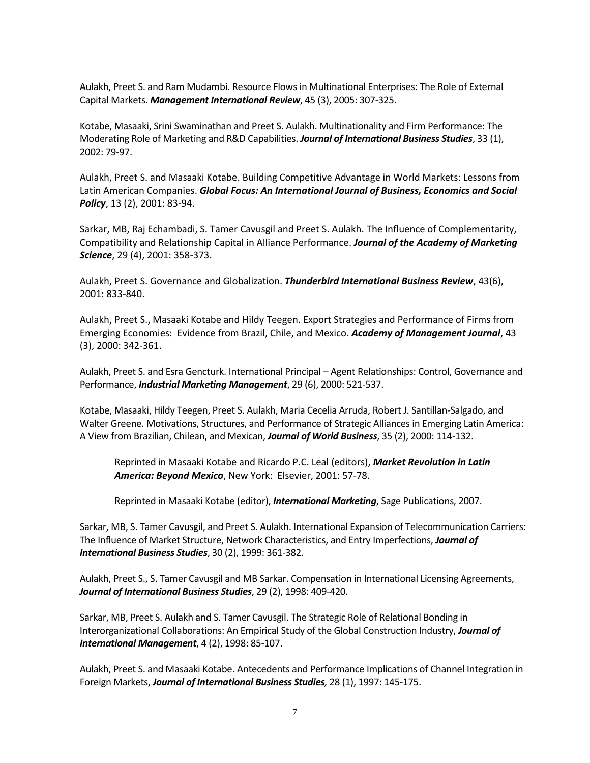Aulakh, Preet S. and Ram Mudambi. Resource Flows in Multinational Enterprises: The Role of External Capital Markets. ***Management International Review***, 45 (3), 2005: 307-325.

Kotabe, Masaaki, Srini Swaminathan and Preet S. Aulakh. Multinationality and Firm Performance: The Moderating Role of Marketing and R&D Capabilities. ***Journal of International Business Studies***, 33 (1), 2002: 79-97.

Aulakh, Preet S. and Masaaki Kotabe. Building Competitive Advantage in World Markets: Lessons from Latin American Companies. ***Global Focus: An International Journal of Business, Economics and Social Policy***, 13 (2), 2001: 83-94.

Sarkar, MB, Raj Echambadi, S. Tamer Cavusgil and Preet S. Aulakh. The Influence of Complementarity, Compatibility and Relationship Capital in Alliance Performance. ***Journal of the Academy of Marketing Science***, 29 (4), 2001: 358-373.

Aulakh, Preet S. Governance and Globalization. ***Thunderbird International Business Review***, 43(6), 2001: 833-840.

Aulakh, Preet S., Masaaki Kotabe and Hildy Teegen. Export Strategies and Performance of Firms from Emerging Economies: Evidence from Brazil, Chile, and Mexico. ***Academy of Management Journal***, 43 (3), 2000: 342-361.

Aulakh, Preet S. and Esra Gencturk. International Principal – Agent Relationships: Control, Governance and Performance, ***Industrial Marketing Management***, 29 (6), 2000: 521-537.

Kotabe, Masaaki, Hildy Teegen, Preet S. Aulakh, Maria Cecelia Arruda, Robert J. Santillan-Salgado, and Walter Greene. Motivations, Structures, and Performance of Strategic Alliances in Emerging Latin America: A View from Brazilian, Chilean, and Mexican, ***Journal of World Business***, 35 (2), 2000: 114-132.

> Reprinted in Masaaki Kotabe and Ricardo P.C. Leal (editors), ***Market Revolution in Latin America: Beyond Mexico***, New York: Elsevier, 2001: 57-78.
>
> Reprinted in Masaaki Kotabe (editor), ***International Marketing***, Sage Publications, 2007.

Sarkar, MB, S. Tamer Cavusgil, and Preet S. Aulakh. International Expansion of Telecommunication Carriers: The Influence of Market Structure, Network Characteristics, and Entry Imperfections, ***Journal of International Business Studies***, 30 (2), 1999: 361-382.

Aulakh, Preet S., S. Tamer Cavusgil and MB Sarkar. Compensation in International Licensing Agreements, ***Journal of International Business Studies***, 29 (2), 1998: 409-420.

Sarkar, MB, Preet S. Aulakh and S. Tamer Cavusgil. The Strategic Role of Relational Bonding in Interorganizational Collaborations: An Empirical Study of the Global Construction Industry, ***Journal of International Management***, 4 (2), 1998: 85-107.

Aulakh, Preet S. and Masaaki Kotabe. Antecedents and Performance Implications of Channel Integration in Foreign Markets, ***Journal of International Business Studies,*** 28 (1), 1997: 145-175.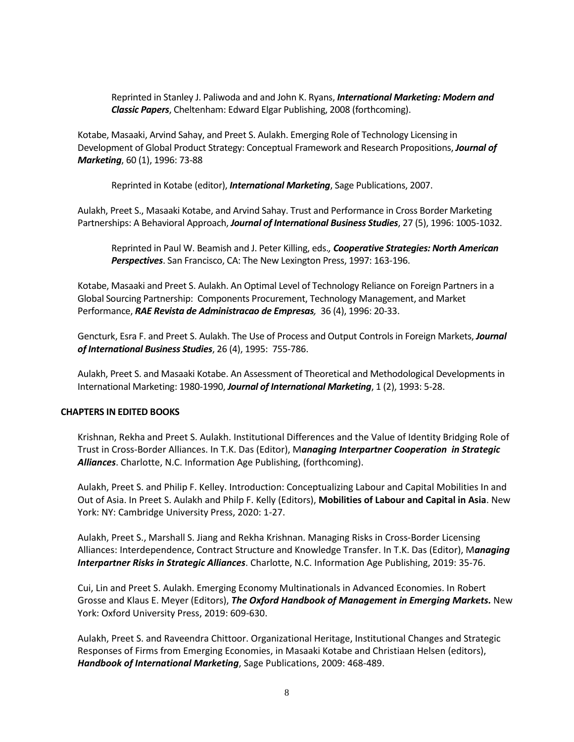Reprinted in Stanley J. Paliwoda and and John K. Ryans, ***International Marketing: Modern and Classic Papers***, Cheltenham: Edward Elgar Publishing, 2008 (forthcoming).

Kotabe, Masaaki, Arvind Sahay, and Preet S. Aulakh. Emerging Role of Technology Licensing in Development of Global Product Strategy: Conceptual Framework and Research Propositions, ***Journal of Marketing***, 60 (1), 1996: 73-88

Reprinted in Kotabe (editor), ***International Marketing***, Sage Publications, 2007.

Aulakh, Preet S., Masaaki Kotabe, and Arvind Sahay. Trust and Performance in Cross Border Marketing Partnerships: A Behavioral Approach, ***Journal of International Business Studies***, 27 (5), 1996: 1005-1032.

Reprinted in Paul W. Beamish and J. Peter Killing, eds.***, Cooperative Strategies: North American Perspectives***. San Francisco, CA: The New Lexington Press, 1997: 163-196.

Kotabe, Masaaki and Preet S. Aulakh. An Optimal Level of Technology Reliance on Foreign Partners in a Global Sourcing Partnership: Components Procurement, Technology Management, and Market Performance, ***RAE Revista de Administracao de Empresas,*** 36 (4), 1996: 20-33.

Gencturk, Esra F. and Preet S. Aulakh. The Use of Process and Output Controls in Foreign Markets, ***Journal of International Business Studies***, 26 (4), 1995: 755-786.

Aulakh, Preet S. and Masaaki Kotabe. An Assessment of Theoretical and Methodological Developments in International Marketing: 1980-1990, ***Journal of International Marketing***, 1 (2), 1993: 5-28.

**CHAPTERS IN EDITED BOOKS**

Krishnan, Rekha and Preet S. Aulakh. Institutional Differences and the Value of Identity Bridging Role of Trust in Cross-Border Alliances. In T.K. Das (Editor), M***anaging Interpartner Cooperation in Strategic Alliances***. Charlotte, N.C. Information Age Publishing, (forthcoming).

Aulakh, Preet S. and Philip F. Kelley. Introduction: Conceptualizing Labour and Capital Mobilities In and Out of Asia. In Preet S. Aulakh and Philp F. Kelly (Editors), **Mobilities of Labour and Capital in Asia**. New York: NY: Cambridge University Press, 2020: 1-27.

Aulakh, Preet S., Marshall S. Jiang and Rekha Krishnan. Managing Risks in Cross-Border Licensing Alliances: Interdependence, Contract Structure and Knowledge Transfer. In T.K. Das (Editor), M***anaging Interpartner Risks in Strategic Alliances***. Charlotte, N.C. Information Age Publishing, 2019: 35-76.

Cui, Lin and Preet S. Aulakh. Emerging Economy Multinationals in Advanced Economies. In Robert Grosse and Klaus E. Meyer (Editors), ***The Oxford Handbook of Management in Emerging Markets.*** New York: Oxford University Press, 2019: 609-630.

Aulakh, Preet S. and Raveendra Chittoor. Organizational Heritage, Institutional Changes and Strategic Responses of Firms from Emerging Economies, in Masaaki Kotabe and Christiaan Helsen (editors), ***Handbook of International Marketing***, Sage Publications, 2009: 468-489.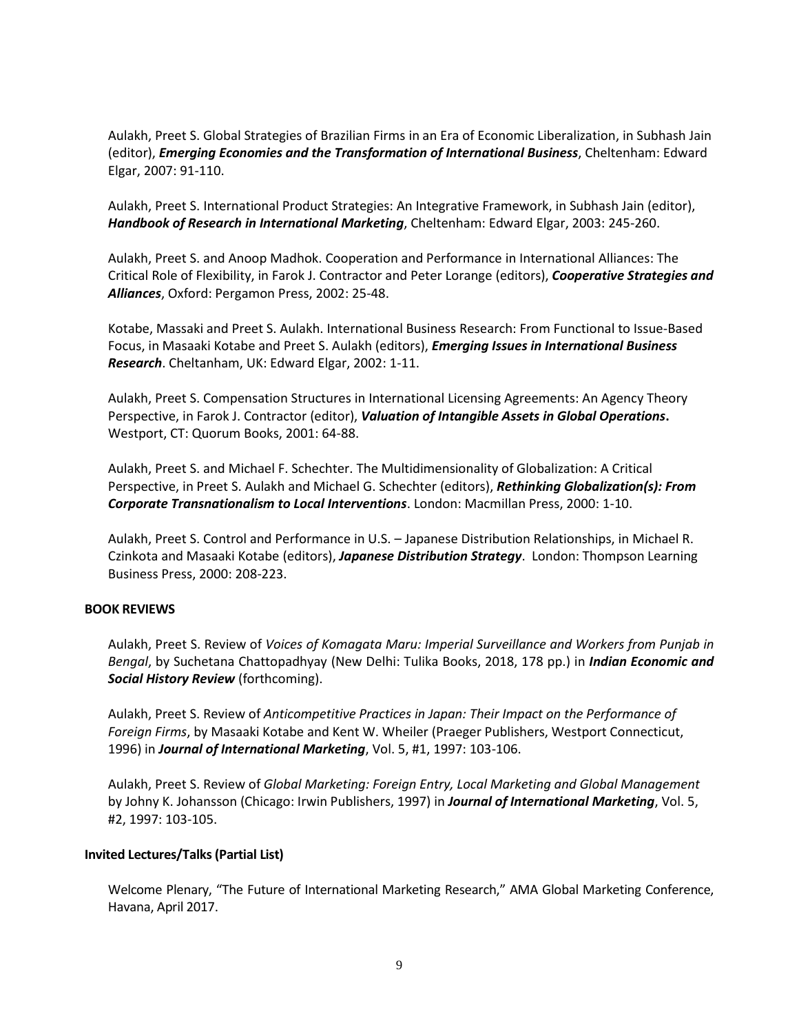Aulakh, Preet S. Global Strategies of Brazilian Firms in an Era of Economic Liberalization, in Subhash Jain (editor), ***Emerging Economies and the Transformation of International Business***, Cheltenham: Edward Elgar, 2007: 91-110.

Aulakh, Preet S. International Product Strategies: An Integrative Framework, in Subhash Jain (editor), ***Handbook of Research in International Marketing***, Cheltenham: Edward Elgar, 2003: 245-260.

Aulakh, Preet S. and Anoop Madhok. Cooperation and Performance in International Alliances: The Critical Role of Flexibility, in Farok J. Contractor and Peter Lorange (editors), ***Cooperative Strategies and Alliances***, Oxford: Pergamon Press, 2002: 25-48.

Kotabe, Massaki and Preet S. Aulakh. International Business Research: From Functional to Issue-Based Focus, in Masaaki Kotabe and Preet S. Aulakh (editors), ***Emerging Issues in International Business Research***. Cheltanham, UK: Edward Elgar, 2002: 1-11.

Aulakh, Preet S. Compensation Structures in International Licensing Agreements: An Agency Theory Perspective, in Farok J. Contractor (editor), ***Valuation of Intangible Assets in Global Operations*****.** Westport, CT: Quorum Books, 2001: 64-88.

Aulakh, Preet S. and Michael F. Schechter. The Multidimensionality of Globalization: A Critical Perspective, in Preet S. Aulakh and Michael G. Schechter (editors), ***Rethinking Globalization(s): From Corporate Transnationalism to Local Interventions***. London: Macmillan Press, 2000: 1-10.

Aulakh, Preet S. Control and Performance in U.S. – Japanese Distribution Relationships, in Michael R. Czinkota and Masaaki Kotabe (editors), ***Japanese Distribution Strategy***. London: Thompson Learning Business Press, 2000: 208-223.

**BOOK REVIEWS**

Aulakh, Preet S. Review of *Voices of Komagata Maru: Imperial Surveillance and Workers from Punjab in Bengal*, by Suchetana Chattopadhyay (New Delhi: Tulika Books, 2018, 178 pp.) in ***Indian Economic and Social History Review*** (forthcoming).

Aulakh, Preet S. Review of *Anticompetitive Practices in Japan: Their Impact on the Performance of Foreign Firms*, by Masaaki Kotabe and Kent W. Wheiler (Praeger Publishers, Westport Connecticut, 1996) in ***Journal of International Marketing***, Vol. 5, #1, 1997: 103-106.

Aulakh, Preet S. Review of *Global Marketing: Foreign Entry, Local Marketing and Global Management* by Johny K. Johansson (Chicago: Irwin Publishers, 1997) in ***Journal of International Marketing***, Vol. 5, #2, 1997: 103-105.

**Invited Lectures/Talks (Partial List)**

Welcome Plenary, "The Future of International Marketing Research," AMA Global Marketing Conference, Havana, April 2017.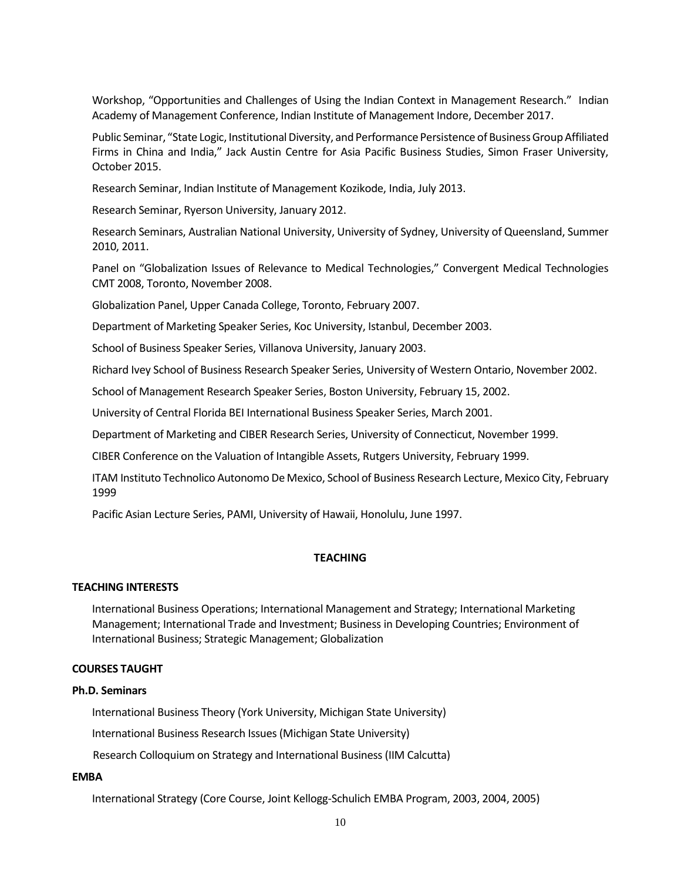Workshop, "Opportunities and Challenges of Using the Indian Context in Management Research." Indian Academy of Management Conference, Indian Institute of Management Indore, December 2017.

Public Seminar, "State Logic, Institutional Diversity, and Performance Persistence of Business Group Affiliated Firms in China and India," Jack Austin Centre for Asia Pacific Business Studies, Simon Fraser University, October 2015.

Research Seminar, Indian Institute of Management Kozikode, India, July 2013.

Research Seminar, Ryerson University, January 2012.

Research Seminars, Australian National University, University of Sydney, University of Queensland, Summer 2010, 2011.

Panel on "Globalization Issues of Relevance to Medical Technologies," Convergent Medical Technologies CMT 2008, Toronto, November 2008.

Globalization Panel, Upper Canada College, Toronto, February 2007.

Department of Marketing Speaker Series, Koc University, Istanbul, December 2003.

School of Business Speaker Series, Villanova University, January 2003.

Richard Ivey School of Business Research Speaker Series, University of Western Ontario, November 2002.

School of Management Research Speaker Series, Boston University, February 15, 2002.

University of Central Florida BEI International Business Speaker Series, March 2001.

Department of Marketing and CIBER Research Series, University of Connecticut, November 1999.

CIBER Conference on the Valuation of Intangible Assets, Rutgers University, February 1999.

ITAM Instituto Technolico Autonomo De Mexico, School of Business Research Lecture, Mexico City, February 1999

Pacific Asian Lecture Series, PAMI, University of Hawaii, Honolulu, June 1997.

## TEACHING

### TEACHING INTERESTS

International Business Operations; International Management and Strategy; International Marketing Management; International Trade and Investment; Business in Developing Countries; Environment of International Business; Strategic Management; Globalization

### COURSES TAUGHT

#### Ph.D. Seminars

International Business Theory (York University, Michigan State University)

International Business Research Issues (Michigan State University)

Research Colloquium on Strategy and International Business (IIM Calcutta)

#### EMBA

International Strategy (Core Course, Joint Kellogg-Schulich EMBA Program, 2003, 2004, 2005)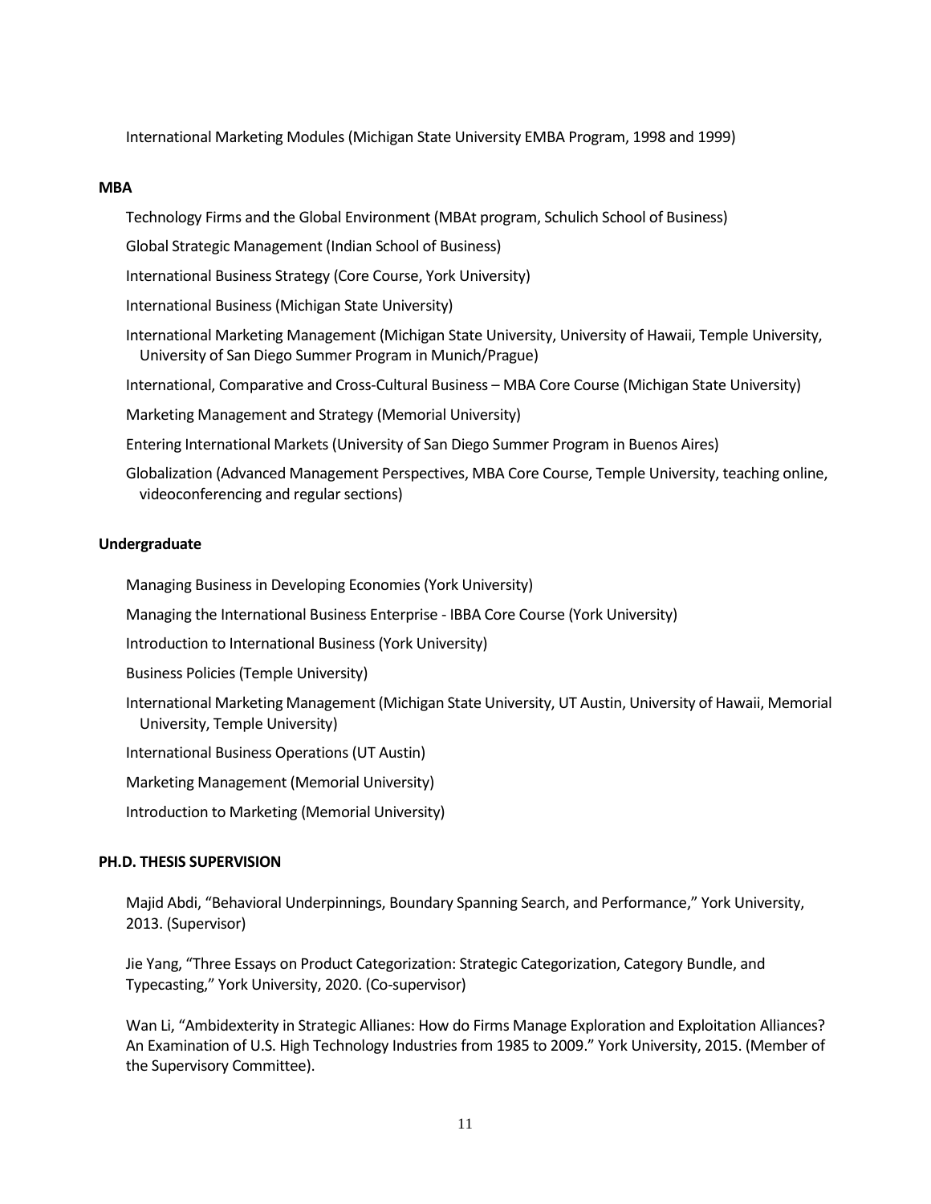International Marketing Modules (Michigan State University EMBA Program, 1998 and 1999)

**MBA**

Technology Firms and the Global Environment (MBAt program, Schulich School of Business)

Global Strategic Management (Indian School of Business)

International Business Strategy (Core Course, York University)

International Business (Michigan State University)

International Marketing Management (Michigan State University, University of Hawaii, Temple University, University of San Diego Summer Program in Munich/Prague)

International, Comparative and Cross-Cultural Business – MBA Core Course (Michigan State University)

Marketing Management and Strategy (Memorial University)

Entering International Markets (University of San Diego Summer Program in Buenos Aires)

Globalization (Advanced Management Perspectives, MBA Core Course, Temple University, teaching online, videoconferencing and regular sections)

**Undergraduate**

Managing Business in Developing Economies (York University)

Managing the International Business Enterprise - IBBA Core Course (York University)

Introduction to International Business (York University)

Business Policies (Temple University)

International Marketing Management (Michigan State University, UT Austin, University of Hawaii, Memorial University, Temple University)

International Business Operations (UT Austin)

Marketing Management (Memorial University)

Introduction to Marketing (Memorial University)

**PH.D. THESIS SUPERVISION**

Majid Abdi, "Behavioral Underpinnings, Boundary Spanning Search, and Performance," York University, 2013. (Supervisor)

Jie Yang, "Three Essays on Product Categorization: Strategic Categorization, Category Bundle, and Typecasting," York University, 2020. (Co-supervisor)

Wan Li, "Ambidexterity in Strategic Allianes: How do Firms Manage Exploration and Exploitation Alliances? An Examination of U.S. High Technology Industries from 1985 to 2009." York University, 2015. (Member of the Supervisory Committee).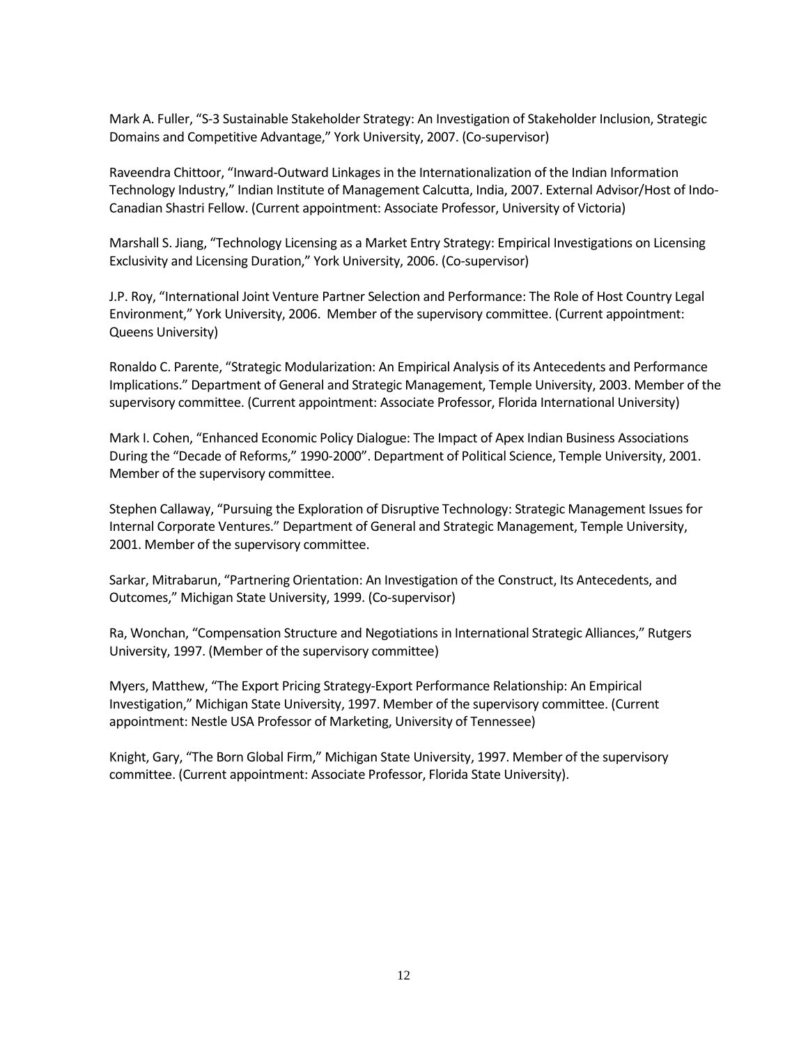Mark A. Fuller, "S-3 Sustainable Stakeholder Strategy: An Investigation of Stakeholder Inclusion, Strategic Domains and Competitive Advantage," York University, 2007. (Co-supervisor)

Raveendra Chittoor, "Inward-Outward Linkages in the Internationalization of the Indian Information Technology Industry," Indian Institute of Management Calcutta, India, 2007. External Advisor/Host of Indo-Canadian Shastri Fellow. (Current appointment: Associate Professor, University of Victoria)

Marshall S. Jiang, "Technology Licensing as a Market Entry Strategy: Empirical Investigations on Licensing Exclusivity and Licensing Duration," York University, 2006. (Co-supervisor)

J.P. Roy, "International Joint Venture Partner Selection and Performance: The Role of Host Country Legal Environment," York University, 2006. Member of the supervisory committee. (Current appointment: Queens University)

Ronaldo C. Parente, "Strategic Modularization: An Empirical Analysis of its Antecedents and Performance Implications." Department of General and Strategic Management, Temple University, 2003. Member of the supervisory committee. (Current appointment: Associate Professor, Florida International University)

Mark I. Cohen, "Enhanced Economic Policy Dialogue: The Impact of Apex Indian Business Associations During the "Decade of Reforms," 1990-2000". Department of Political Science, Temple University, 2001. Member of the supervisory committee.

Stephen Callaway, "Pursuing the Exploration of Disruptive Technology: Strategic Management Issues for Internal Corporate Ventures." Department of General and Strategic Management, Temple University, 2001. Member of the supervisory committee.

Sarkar, Mitrabarun, "Partnering Orientation: An Investigation of the Construct, Its Antecedents, and Outcomes," Michigan State University, 1999. (Co-supervisor)

Ra, Wonchan, "Compensation Structure and Negotiations in International Strategic Alliances," Rutgers University, 1997. (Member of the supervisory committee)

Myers, Matthew, "The Export Pricing Strategy-Export Performance Relationship: An Empirical Investigation," Michigan State University, 1997. Member of the supervisory committee. (Current appointment: Nestle USA Professor of Marketing, University of Tennessee)

Knight, Gary, "The Born Global Firm," Michigan State University, 1997. Member of the supervisory committee. (Current appointment: Associate Professor, Florida State University).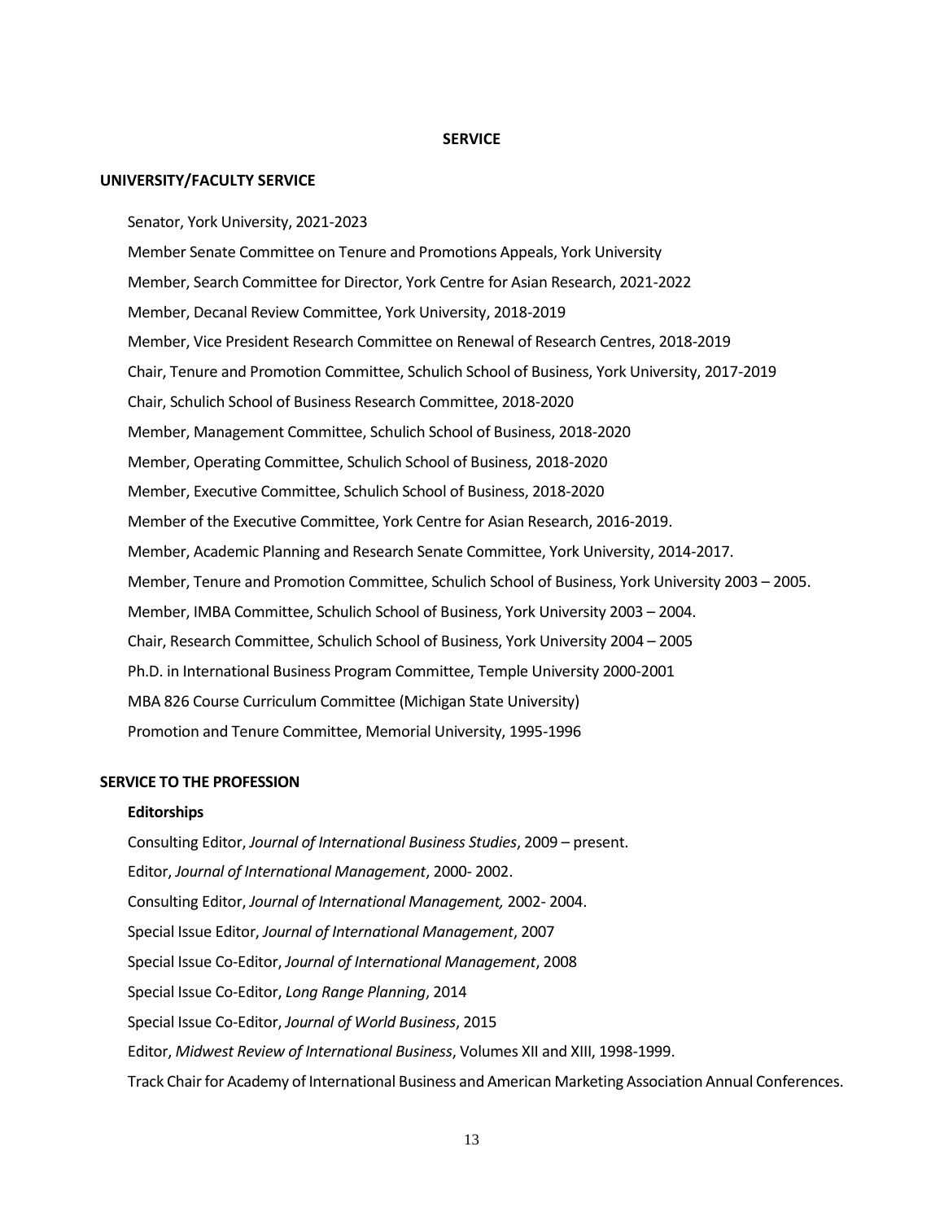# SERVICE

## UNIVERSITY/FACULTY SERVICE

Senator, York University, 2021-2023

Member Senate Committee on Tenure and Promotions Appeals, York University

Member, Search Committee for Director, York Centre for Asian Research, 2021-2022

Member, Decanal Review Committee, York University, 2018-2019

Member, Vice President Research Committee on Renewal of Research Centres, 2018-2019

Chair, Tenure and Promotion Committee, Schulich School of Business, York University, 2017-2019

Chair, Schulich School of Business Research Committee, 2018-2020

Member, Management Committee, Schulich School of Business, 2018-2020

Member, Operating Committee, Schulich School of Business, 2018-2020

Member, Executive Committee, Schulich School of Business, 2018-2020

Member of the Executive Committee, York Centre for Asian Research, 2016-2019.

Member, Academic Planning and Research Senate Committee, York University, 2014-2017.

Member, Tenure and Promotion Committee, Schulich School of Business, York University 2003 – 2005.

Member, IMBA Committee, Schulich School of Business, York University 2003 – 2004.

Chair, Research Committee, Schulich School of Business, York University 2004 – 2005

Ph.D. in International Business Program Committee, Temple University 2000-2001

MBA 826 Course Curriculum Committee (Michigan State University)

Promotion and Tenure Committee, Memorial University, 1995-1996

## SERVICE TO THE PROFESSION

### Editorships

Consulting Editor, *Journal of International Business Studies*, 2009 – present.

Editor, *Journal of International Management*, 2000- 2002.

Consulting Editor, *Journal of International Management,* 2002- 2004.

Special Issue Editor, *Journal of International Management*, 2007

Special Issue Co-Editor, *Journal of International Management*, 2008

Special Issue Co-Editor, *Long Range Planning*, 2014

Special Issue Co-Editor, *Journal of World Business*, 2015

Editor, *Midwest Review of International Business*, Volumes XII and XIII, 1998-1999.

Track Chair for Academy of International Business and American Marketing Association Annual Conferences.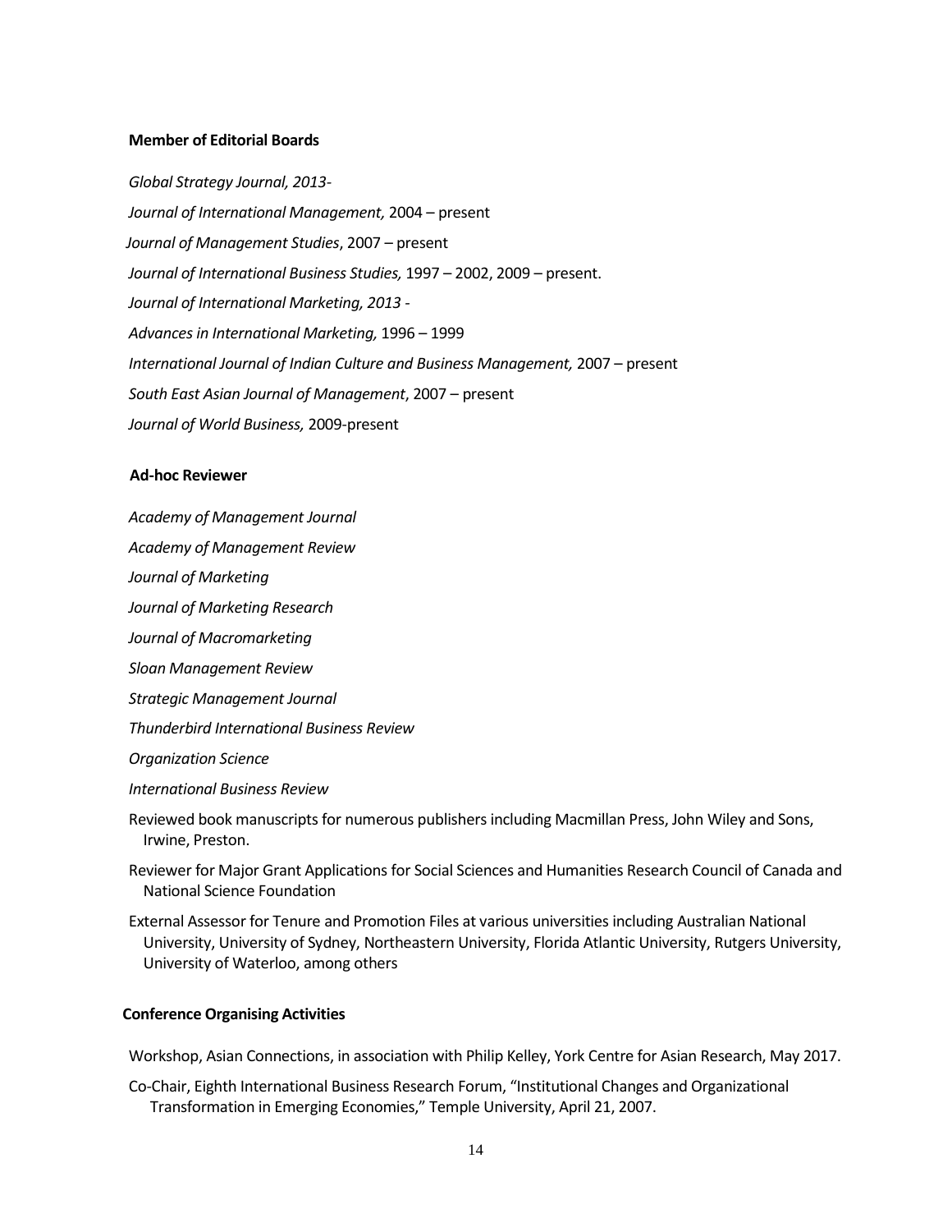### Member of Editorial Boards

*Global Strategy Journal, 2013-*

*Journal of International Management,* 2004 – present

*Journal of Management Studies*, 2007 – present

*Journal of International Business Studies,* 1997 – 2002, 2009 – present.

*Journal of International Marketing, 2013 -*

*Advances in International Marketing,* 1996 – 1999

*International Journal of Indian Culture and Business Management,* 2007 – present

*South East Asian Journal of Management*, 2007 – present

*Journal of World Business,* 2009-present

### Ad-hoc Reviewer

*Academy of Management Journal*

*Academy of Management Review*

*Journal of Marketing*

*Journal of Marketing Research*

*Journal of Macromarketing*

*Sloan Management Review*

*Strategic Management Journal*

*Thunderbird International Business Review*

*Organization Science*

*International Business Review*

Reviewed book manuscripts for numerous publishers including Macmillan Press, John Wiley and Sons, Irwine, Preston.

Reviewer for Major Grant Applications for Social Sciences and Humanities Research Council of Canada and National Science Foundation

External Assessor for Tenure and Promotion Files at various universities including Australian National University, University of Sydney, Northeastern University, Florida Atlantic University, Rutgers University, University of Waterloo, among others

### Conference Organising Activities

Workshop, Asian Connections, in association with Philip Kelley, York Centre for Asian Research, May 2017.

Co-Chair, Eighth International Business Research Forum, "Institutional Changes and Organizational Transformation in Emerging Economies," Temple University, April 21, 2007.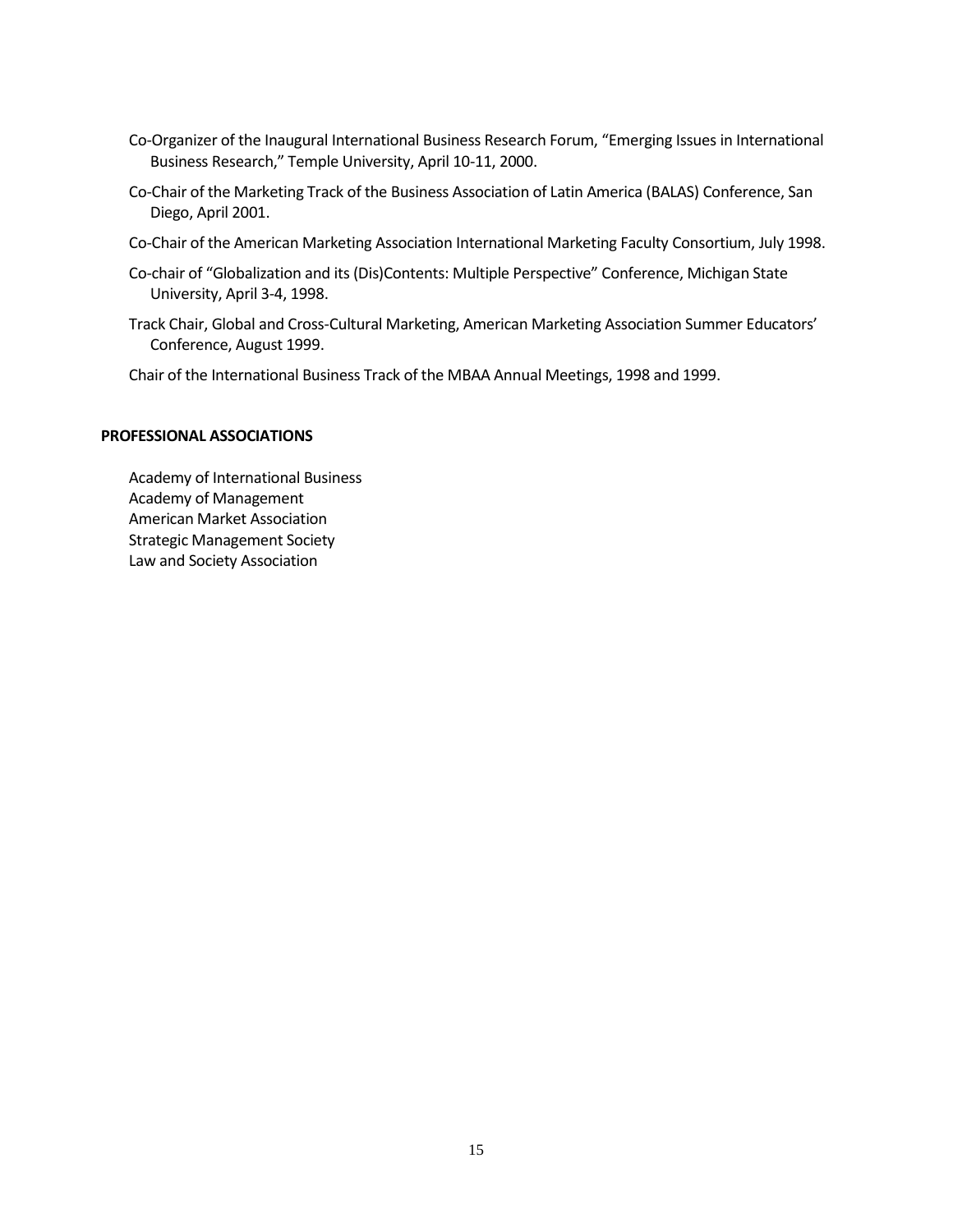Co-Organizer of the Inaugural International Business Research Forum, “Emerging Issues in International Business Research,” Temple University, April 10-11, 2000.

Co-Chair of the Marketing Track of the Business Association of Latin America (BALAS) Conference, San Diego, April 2001.

Co-Chair of the American Marketing Association International Marketing Faculty Consortium, July 1998.

Co-chair of “Globalization and its (Dis)Contents: Multiple Perspective” Conference, Michigan State University, April 3-4, 1998.

Track Chair, Global and Cross-Cultural Marketing, American Marketing Association Summer Educators’ Conference, August 1999.

Chair of the International Business Track of the MBAA Annual Meetings, 1998 and 1999.

**PROFESSIONAL ASSOCIATIONS**

Academy of International Business
Academy of Management
American Market Association
Strategic Management Society
Law and Society Association